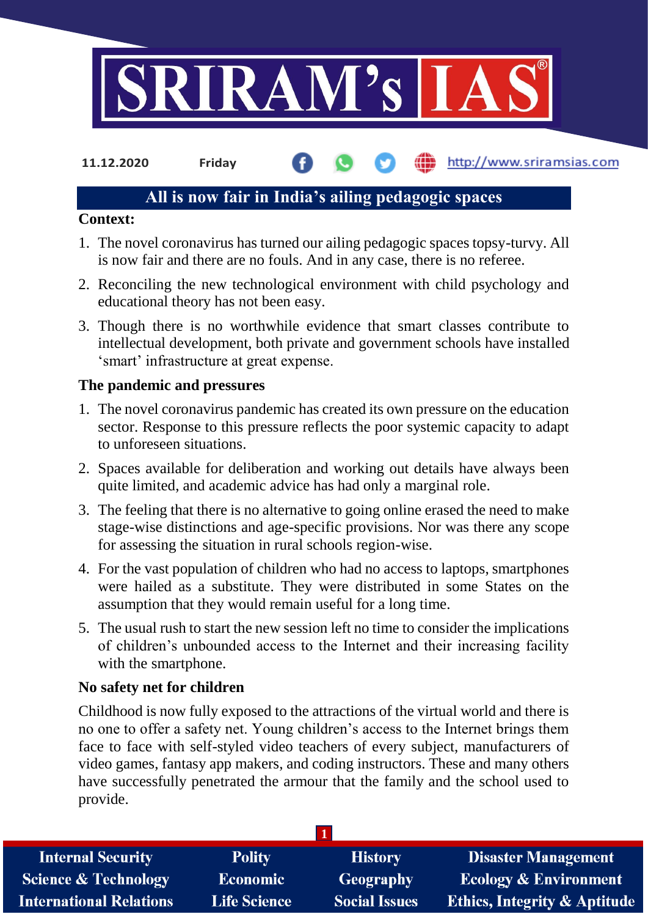11.12.2020 Friday http://www.sriramsias.com

# All is now fair in India's ailing pedagogic spaces

**Context:**

1. The novel coronavirus has turned our ailing pedagogic spaces topsy-turvy. All is now fair and there are no fouls. And in any case, there is no referee.
2. Reconciling the new technological environment with child psychology and educational theory has not been easy.
3. Though there is no worthwhile evidence that smart classes contribute to intellectual development, both private and government schools have installed 'smart' infrastructure at great expense.

**The pandemic and pressures**

1. The novel coronavirus pandemic has created its own pressure on the education sector. Response to this pressure reflects the poor systemic capacity to adapt to unforeseen situations.
2. Spaces available for deliberation and working out details have always been quite limited, and academic advice has had only a marginal role.
3. The feeling that there is no alternative to going online erased the need to make stage-wise distinctions and age-specific provisions. Nor was there any scope for assessing the situation in rural schools region-wise.
4. For the vast population of children who had no access to laptops, smartphones were hailed as a substitute. They were distributed in some States on the assumption that they would remain useful for a long time.
5. The usual rush to start the new session left no time to consider the implications of children's unbounded access to the Internet and their increasing facility with the smartphone.

**No safety net for children**

Childhood is now fully exposed to the attractions of the virtual world and there is no one to offer a safety net. Young children's access to the Internet brings them face to face with self-styled video teachers of every subject, manufacturers of video games, fantasy app makers, and coding instructors. These and many others have successfully penetrated the armour that the family and the school used to provide.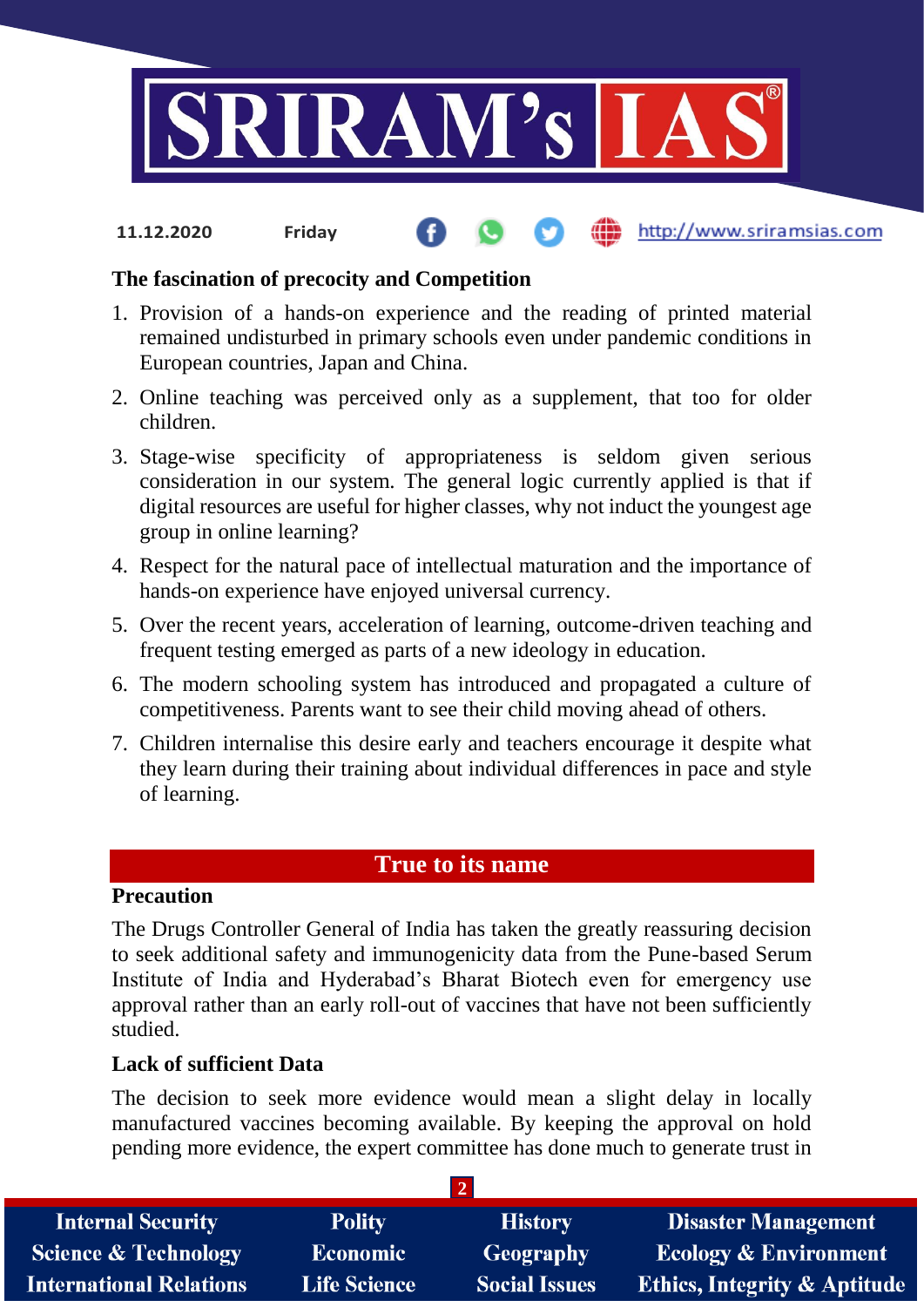### The fascination of precocity and Competition

1. Provision of a hands-on experience and the reading of printed material remained undisturbed in primary schools even under pandemic conditions in European countries, Japan and China.
2. Online teaching was perceived only as a supplement, that too for older children.
3. Stage-wise specificity of appropriateness is seldom given serious consideration in our system. The general logic currently applied is that if digital resources are useful for higher classes, why not induct the youngest age group in online learning?
4. Respect for the natural pace of intellectual maturation and the importance of hands-on experience have enjoyed universal currency.
5. Over the recent years, acceleration of learning, outcome-driven teaching and frequent testing emerged as parts of a new ideology in education.
6. The modern schooling system has introduced and propagated a culture of competitiveness. Parents want to see their child moving ahead of others.
7. Children internalise this desire early and teachers encourage it despite what they learn during their training about individual differences in pace and style of learning.

## True to its name

### Precaution

The Drugs Controller General of India has taken the greatly reassuring decision to seek additional safety and immunogenicity data from the Pune-based Serum Institute of India and Hyderabad's Bharat Biotech even for emergency use approval rather than an early roll-out of vaccines that have not been sufficiently studied.

### Lack of sufficient Data

The decision to seek more evidence would mean a slight delay in locally manufactured vaccines becoming available. By keeping the approval on hold pending more evidence, the expert committee has done much to generate trust in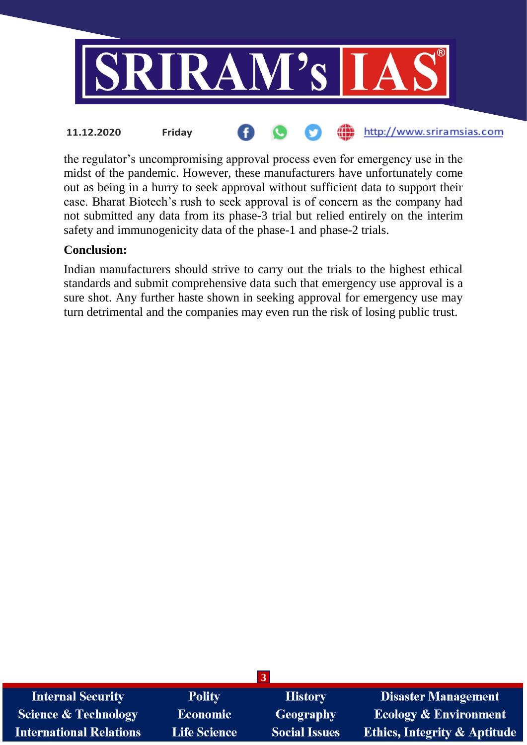the regulator's uncompromising approval process even for emergency use in the midst of the pandemic. However, these manufacturers have unfortunately come out as being in a hurry to seek approval without sufficient data to support their case. Bharat Biotech's rush to seek approval is of concern as the company had not submitted any data from its phase-3 trial but relied entirely on the interim safety and immunogenicity data of the phase-1 and phase-2 trials.

**Conclusion:**

Indian manufacturers should strive to carry out the trials to the highest ethical standards and submit comprehensive data such that emergency use approval is a sure shot. Any further haste shown in seeking approval for emergency use may turn detrimental and the companies may even run the risk of losing public trust.